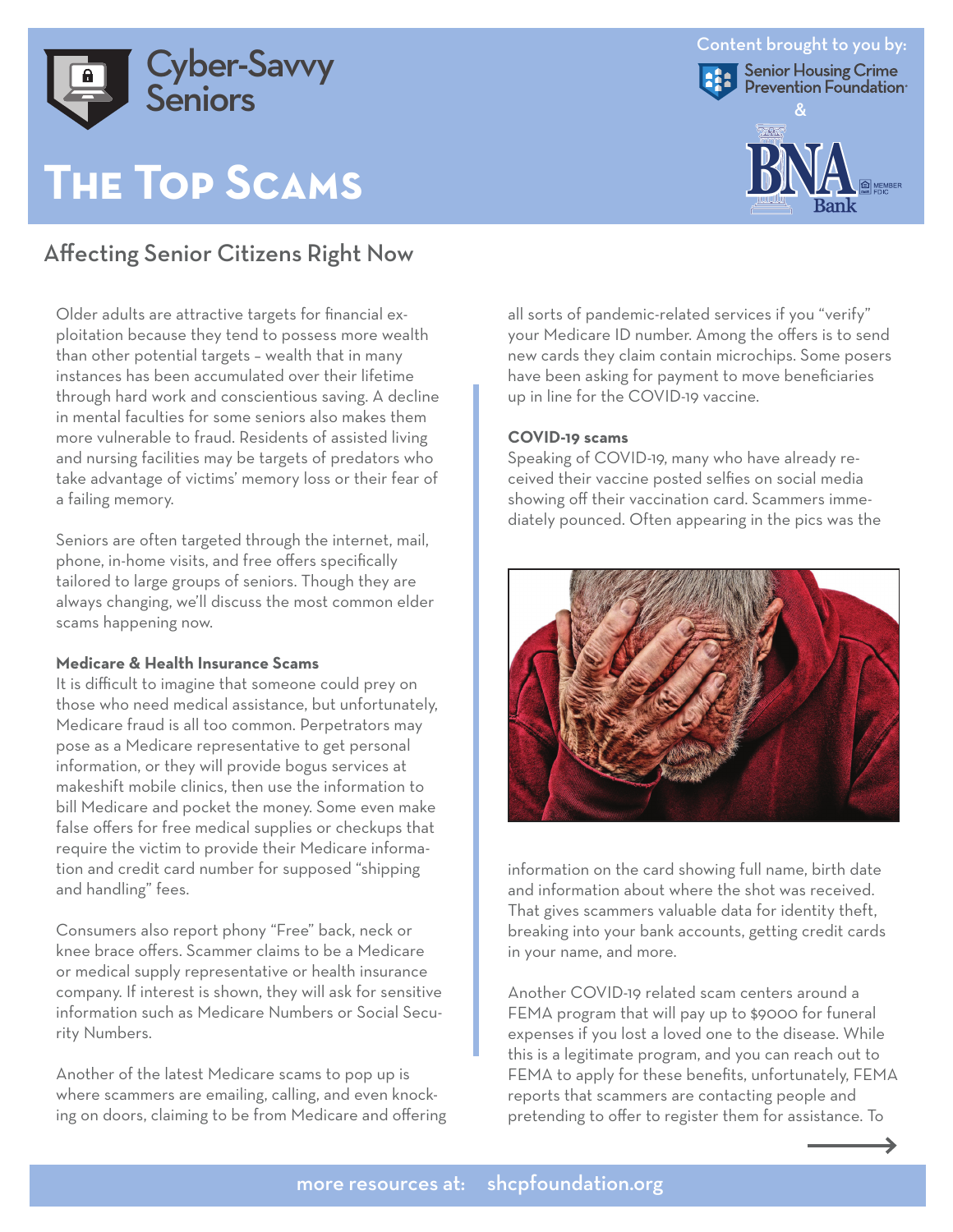# Cyber-Savvy Seniors

Content brought to you by: Senior Housing Crime Prevention Foundation & BNA Bank

# The Top Scams

## Affecting Senior Citizens Right Now

Older adults are attractive targets for financial exploitation because they tend to possess more wealth than other potential targets – wealth that in many instances has been accumulated over their lifetime through hard work and conscientious saving. A decline in mental faculties for some seniors also makes them more vulnerable to fraud. Residents of assisted living and nursing facilities may be targets of predators who take advantage of victims' memory loss or their fear of a failing memory.

Seniors are often targeted through the internet, mail, phone, in-home visits, and free offers specifically tailored to large groups of seniors. Though they are always changing, we'll discuss the most common elder scams happening now.

**Medicare & Health Insurance Scams**

It is difficult to imagine that someone could prey on those who need medical assistance, but unfortunately, Medicare fraud is all too common. Perpetrators may pose as a Medicare representative to get personal information, or they will provide bogus services at makeshift mobile clinics, then use the information to bill Medicare and pocket the money. Some even make false offers for free medical supplies or checkups that require the victim to provide their Medicare information and credit card number for supposed "shipping and handling" fees.

Consumers also report phony "Free" back, neck or knee brace offers. Scammer claims to be a Medicare or medical supply representative or health insurance company. If interest is shown, they will ask for sensitive information such as Medicare Numbers or Social Security Numbers.

Another of the latest Medicare scams to pop up is where scammers are emailing, calling, and even knocking on doors, claiming to be from Medicare and offering all sorts of pandemic-related services if you "verify" your Medicare ID number. Among the offers is to send new cards they claim contain microchips. Some posers have been asking for payment to move beneficiaries up in line for the COVID-19 vaccine.

**COVID-19 scams**

Speaking of COVID-19, many who have already received their vaccine posted selfies on social media showing off their vaccination card. Scammers immediately pounced. Often appearing in the pics was the information on the card showing full name, birth date and information about where the shot was received. That gives scammers valuable data for identity theft, breaking into your bank accounts, getting credit cards in your name, and more.

Another COVID-19 related scam centers around a FEMA program that will pay up to $9000 for funeral expenses if you lost a loved one to the disease. While this is a legitimate program, and you can reach out to FEMA to apply for these benefits, unfortunately, FEMA reports that scammers are contacting people and pretending to offer to register them for assistance. To

more resources at: shcpfoundation.org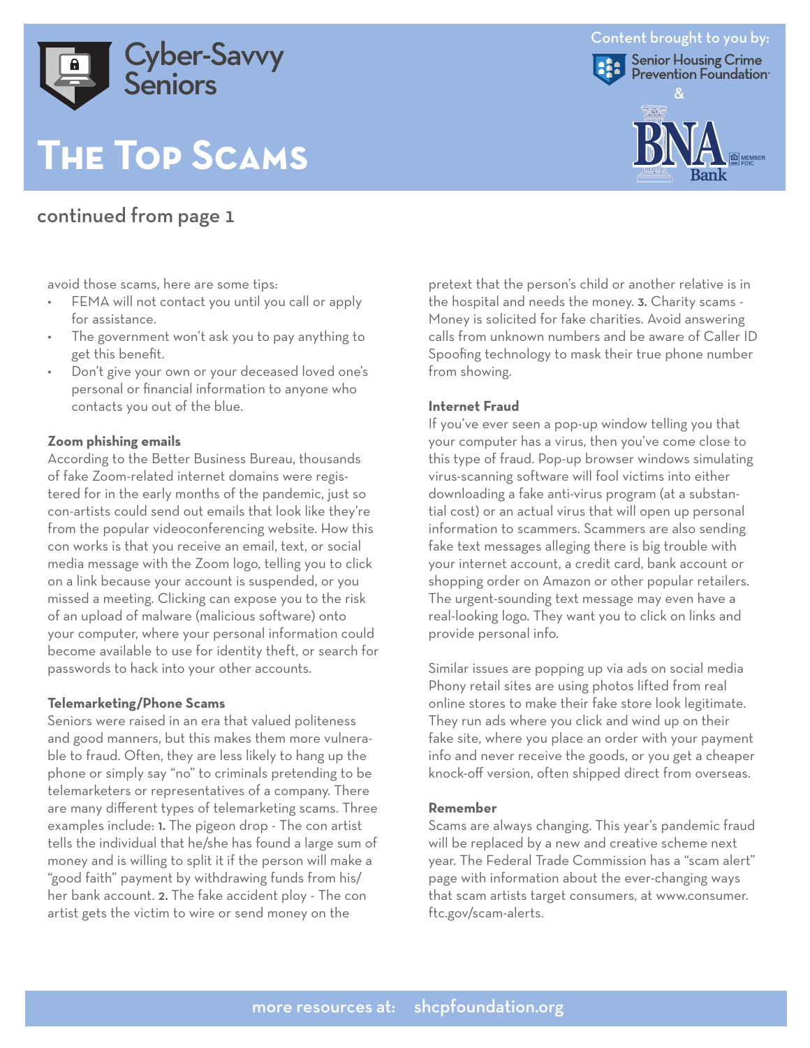# The Top Scams

continued from page 1

avoid those scams, here are some tips:

- FEMA will not contact you until you call or apply for assistance.
- The government won't ask you to pay anything to get this benefit.
- Don't give your own or your deceased loved one's personal or financial information to anyone who contacts you out of the blue.

**Zoom phishing emails**

According to the Better Business Bureau, thousands of fake Zoom-related internet domains were registered for in the early months of the pandemic, just so con-artists could send out emails that look like they're from the popular videoconferencing website. How this con works is that you receive an email, text, or social media message with the Zoom logo, telling you to click on a link because your account is suspended, or you missed a meeting. Clicking can expose you to the risk of an upload of malware (malicious software) onto your computer, where your personal information could become available to use for identity theft, or search for passwords to hack into your other accounts.

**Telemarketing/Phone Scams**

Seniors were raised in an era that valued politeness and good manners, but this makes them more vulnerable to fraud. Often, they are less likely to hang up the phone or simply say "no" to criminals pretending to be telemarketers or representatives of a company. There are many different types of telemarketing scams. Three examples include: **1.** The pigeon drop - The con artist tells the individual that he/she has found a large sum of money and is willing to split it if the person will make a "good faith" payment by withdrawing funds from his/her bank account. **2.** The fake accident ploy - The con artist gets the victim to wire or send money on the pretext that the person's child or another relative is in the hospital and needs the money. **3.** Charity scams - Money is solicited for fake charities. Avoid answering calls from unknown numbers and be aware of Caller ID Spoofing technology to mask their true phone number from showing.

**Internet Fraud**

If you've ever seen a pop-up window telling you that your computer has a virus, then you've come close to this type of fraud. Pop-up browser windows simulating virus-scanning software will fool victims into either downloading a fake anti-virus program (at a substantial cost) or an actual virus that will open up personal information to scammers. Scammers are also sending fake text messages alleging there is big trouble with your internet account, a credit card, bank account or shopping order on Amazon or other popular retailers. The urgent-sounding text message may even have a real-looking logo. They want you to click on links and provide personal info.

Similar issues are popping up via ads on social media Phony retail sites are using photos lifted from real online stores to make their fake store look legitimate. They run ads where you click and wind up on their fake site, where you place an order with your payment info and never receive the goods, or you get a cheaper knock-off version, often shipped direct from overseas.

**Remember**

Scams are always changing. This year's pandemic fraud will be replaced by a new and creative scheme next year. The Federal Trade Commission has a "scam alert" page with information about the ever-changing ways that scam artists target consumers, at www.consumer.ftc.gov/scam-alerts.